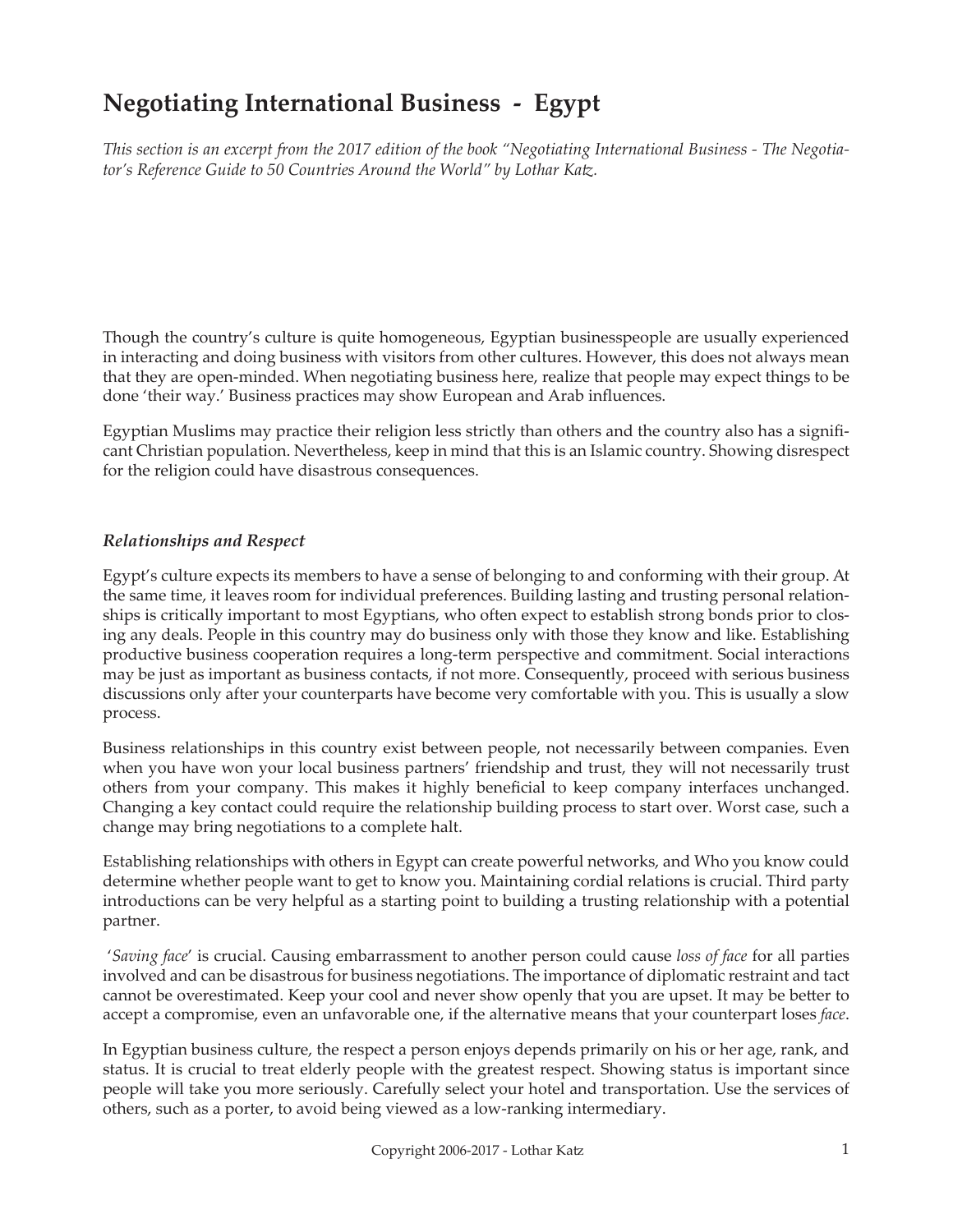# Negotiating International Business - Egypt

*This section is an excerpt from the 2017 edition of the book "Negotiating International Business - The Negotiator's Reference Guide to 50 Countries Around the World" by Lothar Katz.*

Though the country's culture is quite homogeneous, Egyptian businesspeople are usually experienced in interacting and doing business with visitors from other cultures. However, this does not always mean that they are open-minded. When negotiating business here, realize that people may expect things to be done 'their way.' Business practices may show European and Arab influences.

Egyptian Muslims may practice their religion less strictly than others and the country also has a significant Christian population. Nevertheless, keep in mind that this is an Islamic country. Showing disrespect for the religion could have disastrous consequences.

### *Relationships and Respect*

Egypt's culture expects its members to have a sense of belonging to and conforming with their group. At the same time, it leaves room for individual preferences. Building lasting and trusting personal relationships is critically important to most Egyptians, who often expect to establish strong bonds prior to closing any deals. People in this country may do business only with those they know and like. Establishing productive business cooperation requires a long-term perspective and commitment. Social interactions may be just as important as business contacts, if not more. Consequently, proceed with serious business discussions only after your counterparts have become very comfortable with you. This is usually a slow process.

Business relationships in this country exist between people, not necessarily between companies. Even when you have won your local business partners' friendship and trust, they will not necessarily trust others from your company. This makes it highly beneficial to keep company interfaces unchanged. Changing a key contact could require the relationship building process to start over. Worst case, such a change may bring negotiations to a complete halt.

Establishing relationships with others in Egypt can create powerful networks, and Who you know could determine whether people want to get to know you. Maintaining cordial relations is crucial. Third party introductions can be very helpful as a starting point to building a trusting relationship with a potential partner.

'*Saving face*' is crucial. Causing embarrassment to another person could cause *loss of face* for all parties involved and can be disastrous for business negotiations. The importance of diplomatic restraint and tact cannot be overestimated. Keep your cool and never show openly that you are upset. It may be better to accept a compromise, even an unfavorable one, if the alternative means that your counterpart loses *face*.

In Egyptian business culture, the respect a person enjoys depends primarily on his or her age, rank, and status. It is crucial to treat elderly people with the greatest respect. Showing status is important since people will take you more seriously. Carefully select your hotel and transportation. Use the services of others, such as a porter, to avoid being viewed as a low-ranking intermediary.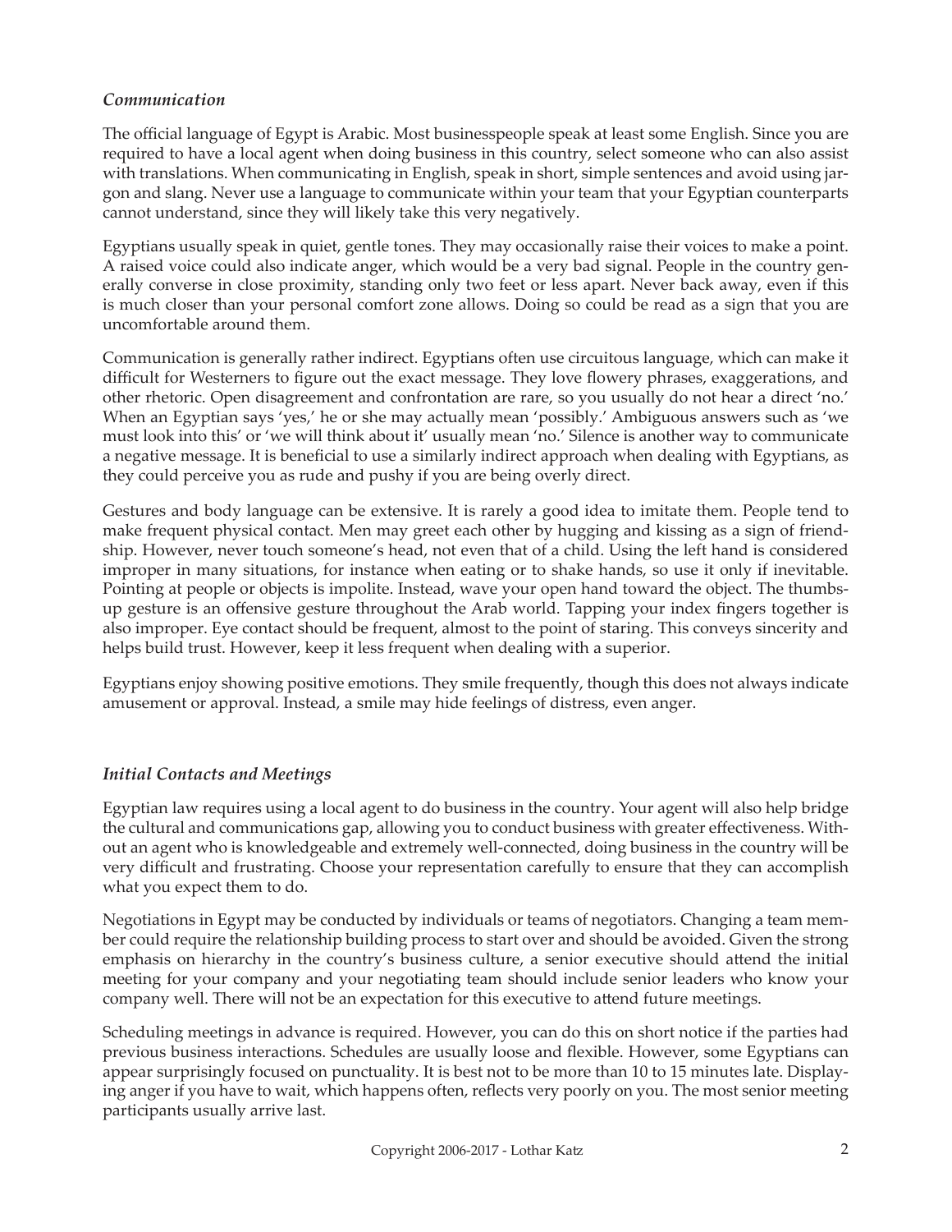### *Communication*

The official language of Egypt is Arabic. Most businesspeople speak at least some English. Since you are required to have a local agent when doing business in this country, select someone who can also assist with translations. When communicating in English, speak in short, simple sentences and avoid using jargon and slang. Never use a language to communicate within your team that your Egyptian counterparts cannot understand, since they will likely take this very negatively.

Egyptians usually speak in quiet, gentle tones. They may occasionally raise their voices to make a point. A raised voice could also indicate anger, which would be a very bad signal. People in the country generally converse in close proximity, standing only two feet or less apart. Never back away, even if this is much closer than your personal comfort zone allows. Doing so could be read as a sign that you are uncomfortable around them.

Communication is generally rather indirect. Egyptians often use circuitous language, which can make it difficult for Westerners to figure out the exact message. They love flowery phrases, exaggerations, and other rhetoric. Open disagreement and confrontation are rare, so you usually do not hear a direct 'no.' When an Egyptian says 'yes,' he or she may actually mean 'possibly.' Ambiguous answers such as 'we must look into this' or 'we will think about it' usually mean 'no.' Silence is another way to communicate a negative message. It is beneficial to use a similarly indirect approach when dealing with Egyptians, as they could perceive you as rude and pushy if you are being overly direct.

Gestures and body language can be extensive. It is rarely a good idea to imitate them. People tend to make frequent physical contact. Men may greet each other by hugging and kissing as a sign of friendship. However, never touch someone's head, not even that of a child. Using the left hand is considered improper in many situations, for instance when eating or to shake hands, so use it only if inevitable. Pointing at people or objects is impolite. Instead, wave your open hand toward the object. The thumbs-up gesture is an offensive gesture throughout the Arab world. Tapping your index fingers together is also improper. Eye contact should be frequent, almost to the point of staring. This conveys sincerity and helps build trust. However, keep it less frequent when dealing with a superior.

Egyptians enjoy showing positive emotions. They smile frequently, though this does not always indicate amusement or approval. Instead, a smile may hide feelings of distress, even anger.

### *Initial Contacts and Meetings*

Egyptian law requires using a local agent to do business in the country. Your agent will also help bridge the cultural and communications gap, allowing you to conduct business with greater effectiveness. Without an agent who is knowledgeable and extremely well-connected, doing business in the country will be very difficult and frustrating. Choose your representation carefully to ensure that they can accomplish what you expect them to do.

Negotiations in Egypt may be conducted by individuals or teams of negotiators. Changing a team member could require the relationship building process to start over and should be avoided. Given the strong emphasis on hierarchy in the country's business culture, a senior executive should attend the initial meeting for your company and your negotiating team should include senior leaders who know your company well. There will not be an expectation for this executive to attend future meetings.

Scheduling meetings in advance is required. However, you can do this on short notice if the parties had previous business interactions. Schedules are usually loose and flexible. However, some Egyptians can appear surprisingly focused on punctuality. It is best not to be more than 10 to 15 minutes late. Displaying anger if you have to wait, which happens often, reflects very poorly on you. The most senior meeting participants usually arrive last.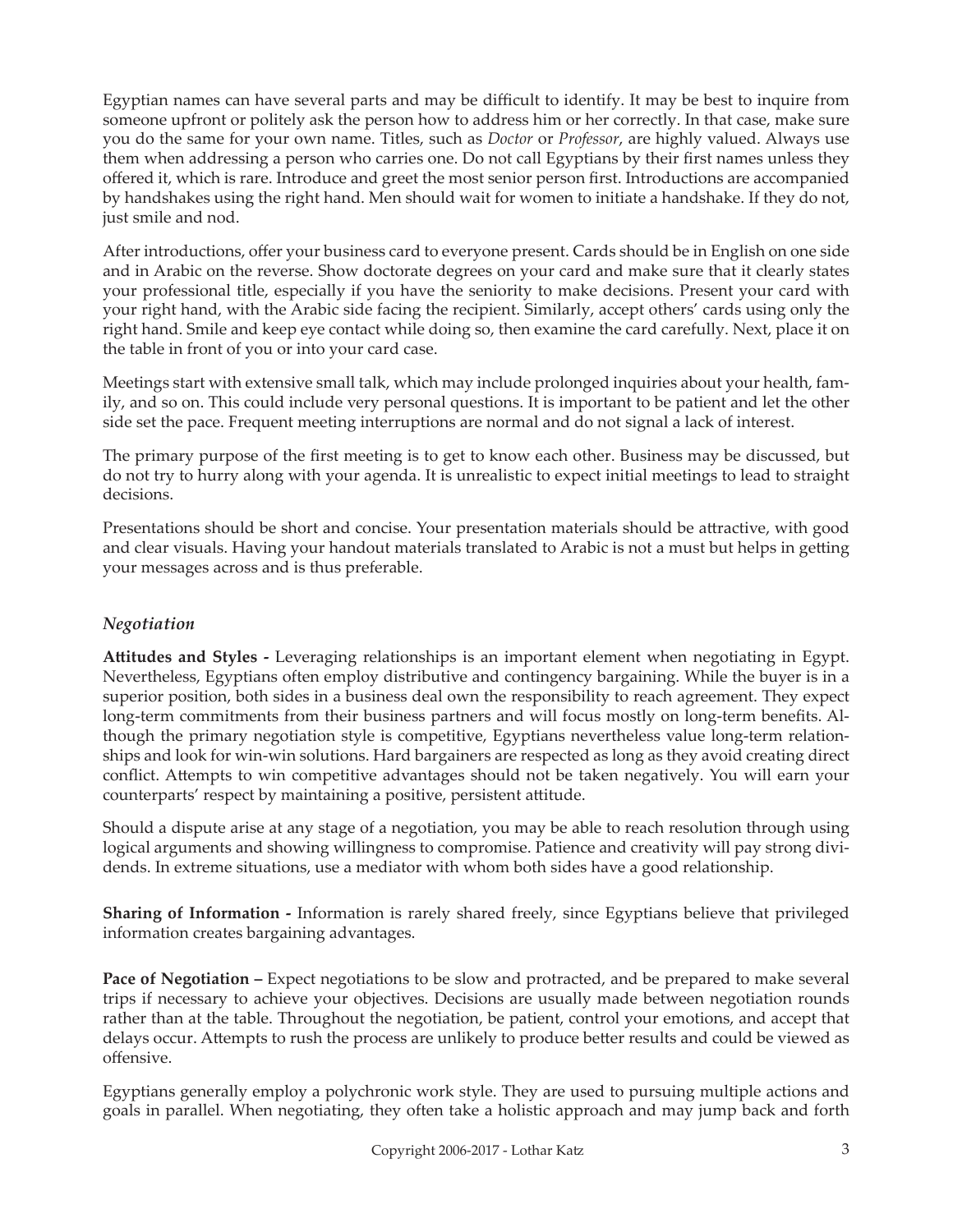Egyptian names can have several parts and may be difficult to identify. It may be best to inquire from someone upfront or politely ask the person how to address him or her correctly. In that case, make sure you do the same for your own name. Titles, such as *Doctor* or *Professor*, are highly valued. Always use them when addressing a person who carries one. Do not call Egyptians by their first names unless they offered it, which is rare. Introduce and greet the most senior person first. Introductions are accompanied by handshakes using the right hand. Men should wait for women to initiate a handshake. If they do not, just smile and nod.

After introductions, offer your business card to everyone present. Cards should be in English on one side and in Arabic on the reverse. Show doctorate degrees on your card and make sure that it clearly states your professional title, especially if you have the seniority to make decisions. Present your card with your right hand, with the Arabic side facing the recipient. Similarly, accept others' cards using only the right hand. Smile and keep eye contact while doing so, then examine the card carefully. Next, place it on the table in front of you or into your card case.

Meetings start with extensive small talk, which may include prolonged inquiries about your health, family, and so on. This could include very personal questions. It is important to be patient and let the other side set the pace. Frequent meeting interruptions are normal and do not signal a lack of interest.

The primary purpose of the first meeting is to get to know each other. Business may be discussed, but do not try to hurry along with your agenda. It is unrealistic to expect initial meetings to lead to straight decisions.

Presentations should be short and concise. Your presentation materials should be attractive, with good and clear visuals. Having your handout materials translated to Arabic is not a must but helps in getting your messages across and is thus preferable.

### *Negotiation*

**Attitudes and Styles -** Leveraging relationships is an important element when negotiating in Egypt. Nevertheless, Egyptians often employ distributive and contingency bargaining. While the buyer is in a superior position, both sides in a business deal own the responsibility to reach agreement. They expect long-term commitments from their business partners and will focus mostly on long-term benefits. Although the primary negotiation style is competitive, Egyptians nevertheless value long-term relationships and look for win-win solutions. Hard bargainers are respected as long as they avoid creating direct conflict. Attempts to win competitive advantages should not be taken negatively. You will earn your counterparts' respect by maintaining a positive, persistent attitude.

Should a dispute arise at any stage of a negotiation, you may be able to reach resolution through using logical arguments and showing willingness to compromise. Patience and creativity will pay strong dividends. In extreme situations, use a mediator with whom both sides have a good relationship.

**Sharing of Information -** Information is rarely shared freely, since Egyptians believe that privileged information creates bargaining advantages.

**Pace of Negotiation –** Expect negotiations to be slow and protracted, and be prepared to make several trips if necessary to achieve your objectives. Decisions are usually made between negotiation rounds rather than at the table. Throughout the negotiation, be patient, control your emotions, and accept that delays occur. Attempts to rush the process are unlikely to produce better results and could be viewed as offensive.

Egyptians generally employ a polychronic work style. They are used to pursuing multiple actions and goals in parallel. When negotiating, they often take a holistic approach and may jump back and forth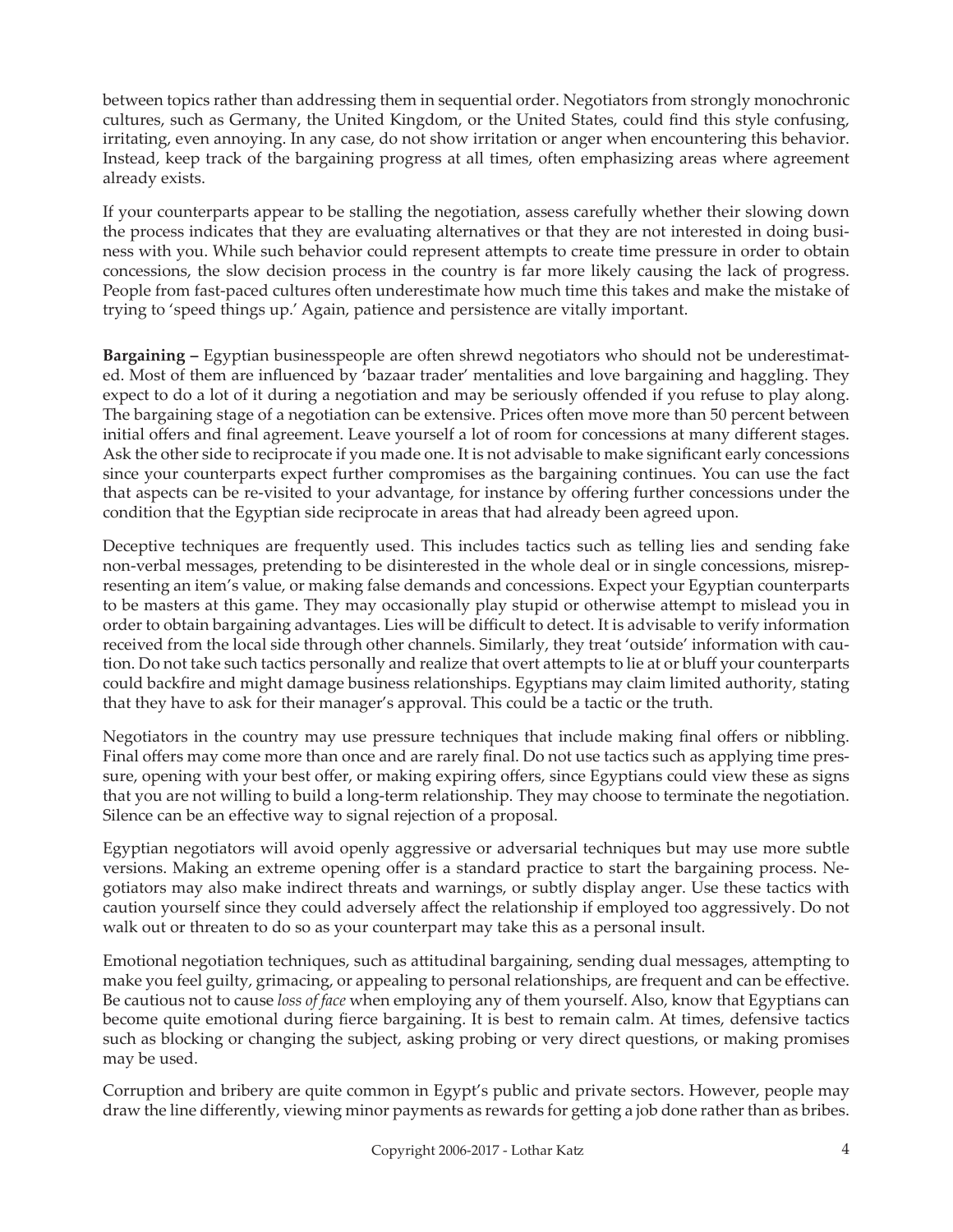between topics rather than addressing them in sequential order. Negotiators from strongly monochronic cultures, such as Germany, the United Kingdom, or the United States, could find this style confusing, irritating, even annoying. In any case, do not show irritation or anger when encountering this behavior. Instead, keep track of the bargaining progress at all times, often emphasizing areas where agreement already exists.

If your counterparts appear to be stalling the negotiation, assess carefully whether their slowing down the process indicates that they are evaluating alternatives or that they are not interested in doing business with you. While such behavior could represent attempts to create time pressure in order to obtain concessions, the slow decision process in the country is far more likely causing the lack of progress. People from fast-paced cultures often underestimate how much time this takes and make the mistake of trying to 'speed things up.' Again, patience and persistence are vitally important.

**Bargaining –** Egyptian businesspeople are often shrewd negotiators who should not be underestimated. Most of them are influenced by 'bazaar trader' mentalities and love bargaining and haggling. They expect to do a lot of it during a negotiation and may be seriously offended if you refuse to play along. The bargaining stage of a negotiation can be extensive. Prices often move more than 50 percent between initial offers and final agreement. Leave yourself a lot of room for concessions at many different stages. Ask the other side to reciprocate if you made one. It is not advisable to make significant early concessions since your counterparts expect further compromises as the bargaining continues. You can use the fact that aspects can be re-visited to your advantage, for instance by offering further concessions under the condition that the Egyptian side reciprocate in areas that had already been agreed upon.

Deceptive techniques are frequently used. This includes tactics such as telling lies and sending fake non-verbal messages, pretending to be disinterested in the whole deal or in single concessions, misrepresenting an item's value, or making false demands and concessions. Expect your Egyptian counterparts to be masters at this game. They may occasionally play stupid or otherwise attempt to mislead you in order to obtain bargaining advantages. Lies will be difficult to detect. It is advisable to verify information received from the local side through other channels. Similarly, they treat 'outside' information with caution. Do not take such tactics personally and realize that overt attempts to lie at or bluff your counterparts could backfire and might damage business relationships. Egyptians may claim limited authority, stating that they have to ask for their manager's approval. This could be a tactic or the truth.

Negotiators in the country may use pressure techniques that include making final offers or nibbling. Final offers may come more than once and are rarely final. Do not use tactics such as applying time pressure, opening with your best offer, or making expiring offers, since Egyptians could view these as signs that you are not willing to build a long-term relationship. They may choose to terminate the negotiation. Silence can be an effective way to signal rejection of a proposal.

Egyptian negotiators will avoid openly aggressive or adversarial techniques but may use more subtle versions. Making an extreme opening offer is a standard practice to start the bargaining process. Negotiators may also make indirect threats and warnings, or subtly display anger. Use these tactics with caution yourself since they could adversely affect the relationship if employed too aggressively. Do not walk out or threaten to do so as your counterpart may take this as a personal insult.

Emotional negotiation techniques, such as attitudinal bargaining, sending dual messages, attempting to make you feel guilty, grimacing, or appealing to personal relationships, are frequent and can be effective. Be cautious not to cause *loss of face* when employing any of them yourself. Also, know that Egyptians can become quite emotional during fierce bargaining. It is best to remain calm. At times, defensive tactics such as blocking or changing the subject, asking probing or very direct questions, or making promises may be used.

Corruption and bribery are quite common in Egypt's public and private sectors. However, people may draw the line differently, viewing minor payments as rewards for getting a job done rather than as bribes.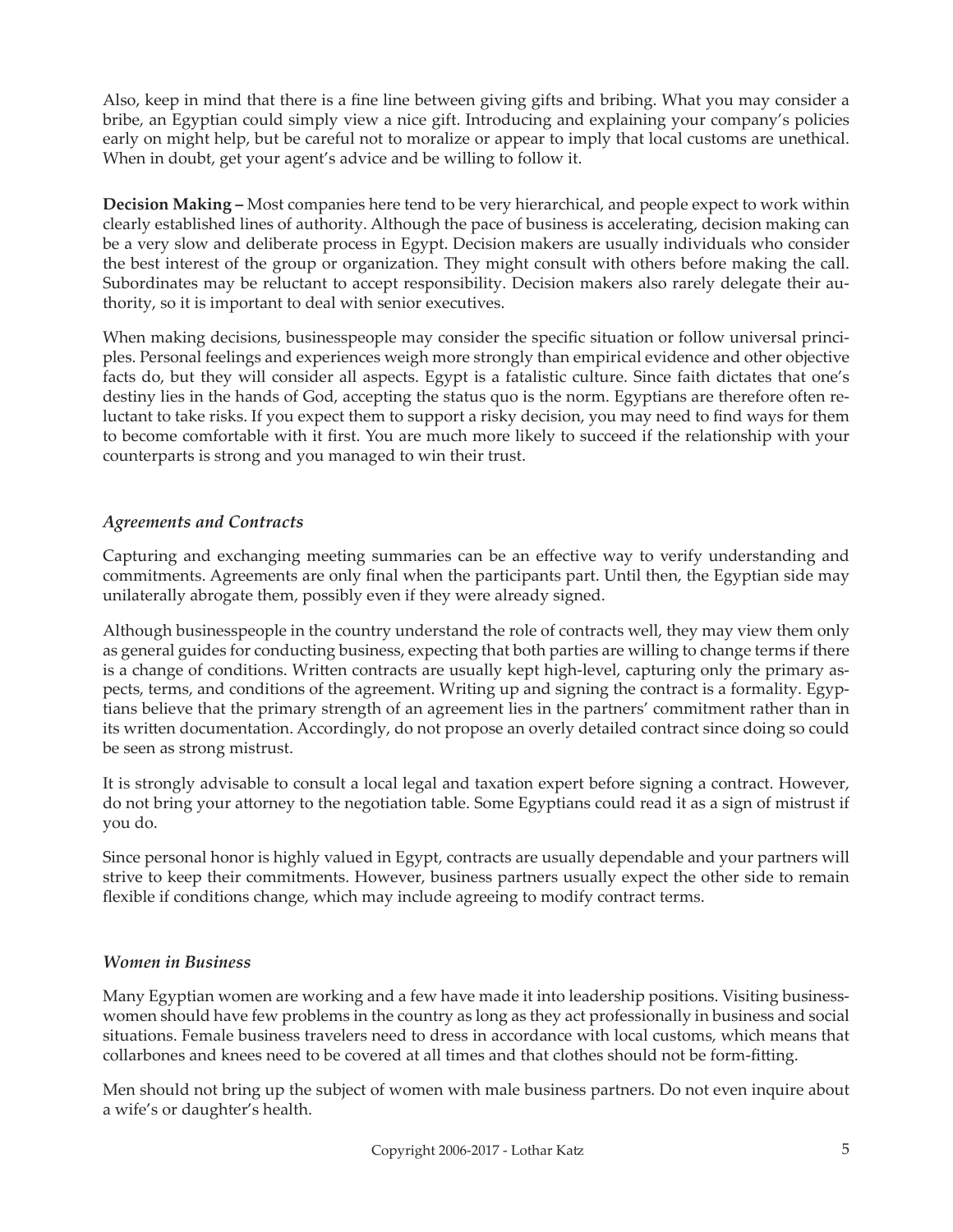Also, keep in mind that there is a fine line between giving gifts and bribing. What you may consider a bribe, an Egyptian could simply view a nice gift. Introducing and explaining your company's policies early on might help, but be careful not to moralize or appear to imply that local customs are unethical. When in doubt, get your agent's advice and be willing to follow it.

**Decision Making –** Most companies here tend to be very hierarchical, and people expect to work within clearly established lines of authority. Although the pace of business is accelerating, decision making can be a very slow and deliberate process in Egypt. Decision makers are usually individuals who consider the best interest of the group or organization. They might consult with others before making the call. Subordinates may be reluctant to accept responsibility. Decision makers also rarely delegate their authority, so it is important to deal with senior executives.

When making decisions, businesspeople may consider the specific situation or follow universal principles. Personal feelings and experiences weigh more strongly than empirical evidence and other objective facts do, but they will consider all aspects. Egypt is a fatalistic culture. Since faith dictates that one's destiny lies in the hands of God, accepting the status quo is the norm. Egyptians are therefore often reluctant to take risks. If you expect them to support a risky decision, you may need to find ways for them to become comfortable with it first. You are much more likely to succeed if the relationship with your counterparts is strong and you managed to win their trust.

### *Agreements and Contracts*

Capturing and exchanging meeting summaries can be an effective way to verify understanding and commitments. Agreements are only final when the participants part. Until then, the Egyptian side may unilaterally abrogate them, possibly even if they were already signed.

Although businesspeople in the country understand the role of contracts well, they may view them only as general guides for conducting business, expecting that both parties are willing to change terms if there is a change of conditions. Written contracts are usually kept high-level, capturing only the primary aspects, terms, and conditions of the agreement. Writing up and signing the contract is a formality. Egyptians believe that the primary strength of an agreement lies in the partners' commitment rather than in its written documentation. Accordingly, do not propose an overly detailed contract since doing so could be seen as strong mistrust.

It is strongly advisable to consult a local legal and taxation expert before signing a contract. However, do not bring your attorney to the negotiation table. Some Egyptians could read it as a sign of mistrust if you do.

Since personal honor is highly valued in Egypt, contracts are usually dependable and your partners will strive to keep their commitments. However, business partners usually expect the other side to remain flexible if conditions change, which may include agreeing to modify contract terms.

### *Women in Business*

Many Egyptian women are working and a few have made it into leadership positions. Visiting businesswomen should have few problems in the country as long as they act professionally in business and social situations. Female business travelers need to dress in accordance with local customs, which means that collarbones and knees need to be covered at all times and that clothes should not be form-fitting.

Men should not bring up the subject of women with male business partners. Do not even inquire about a wife's or daughter's health.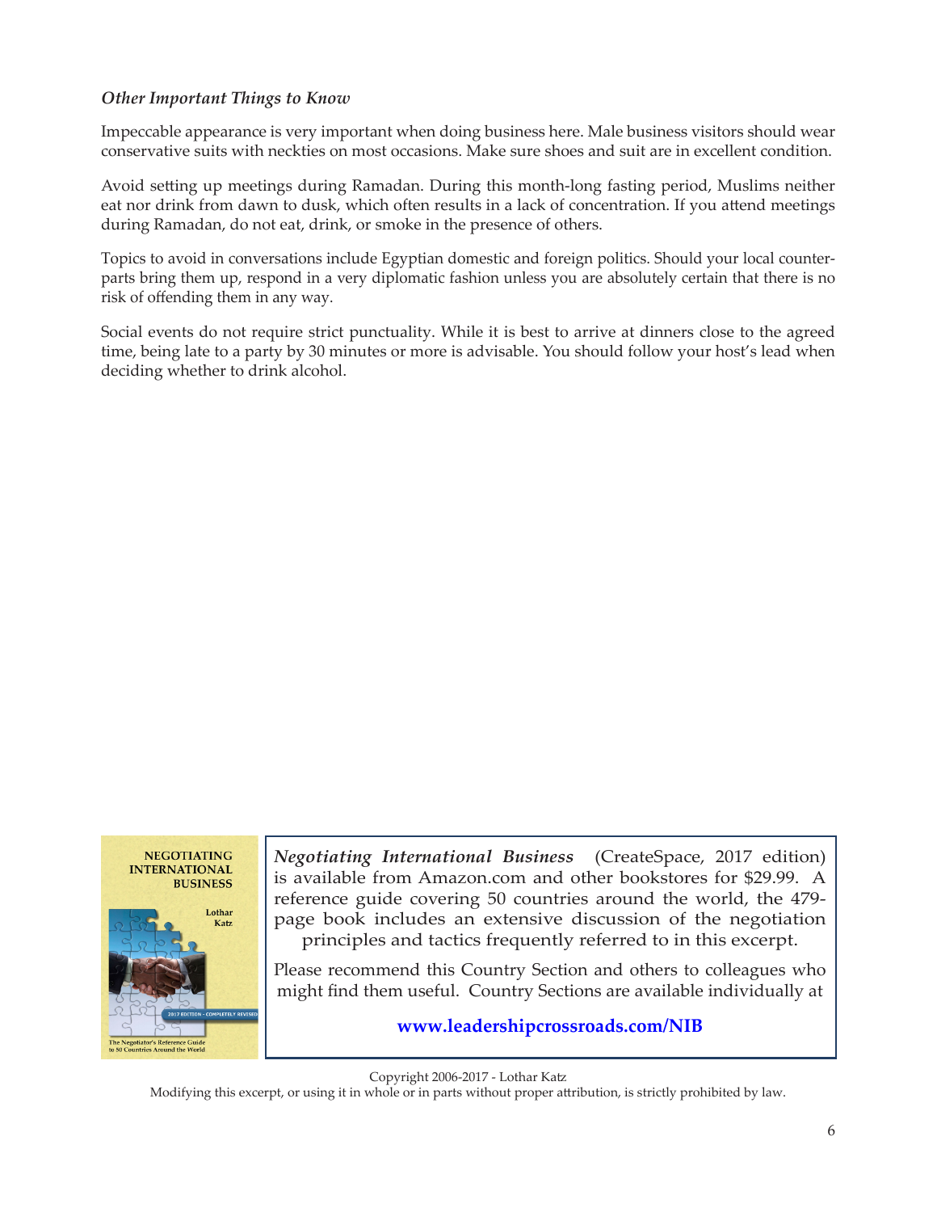*Other Important Things to Know*

Impeccable appearance is very important when doing business here. Male business visitors should wear conservative suits with neckties on most occasions. Make sure shoes and suit are in excellent condition.

Avoid setting up meetings during Ramadan. During this month-long fasting period, Muslims neither eat nor drink from dawn to dusk, which often results in a lack of concentration. If you attend meetings during Ramadan, do not eat, drink, or smoke in the presence of others.

Topics to avoid in conversations include Egyptian domestic and foreign politics. Should your local counterparts bring them up, respond in a very diplomatic fashion unless you are absolutely certain that there is no risk of offending them in any way.

Social events do not require strict punctuality. While it is best to arrive at dinners close to the agreed time, being late to a party by 30 minutes or more is advisable. You should follow your host's lead when deciding whether to drink alcohol.

NEGOTIATING INTERNATIONAL BUSINESS

Lothar Katz

2017 EDITION - COMPLETELY REVISED

The Negotiator's Reference Guide to 50 Countries Around the World

*Negotiating International Business* (CreateSpace, 2017 edition) is available from Amazon.com and other bookstores for $29.99. A reference guide covering 50 countries around the world, the 479-page book includes an extensive discussion of the negotiation principles and tactics frequently referred to in this excerpt.

Please recommend this Country Section and others to colleagues who might find them useful. Country Sections are available individually at

**www.leadershipcrossroads.com/NIB**

Copyright 2006-2017 - Lothar Katz
Modifying this excerpt, or using it in whole or in parts without proper attribution, is strictly prohibited by law.